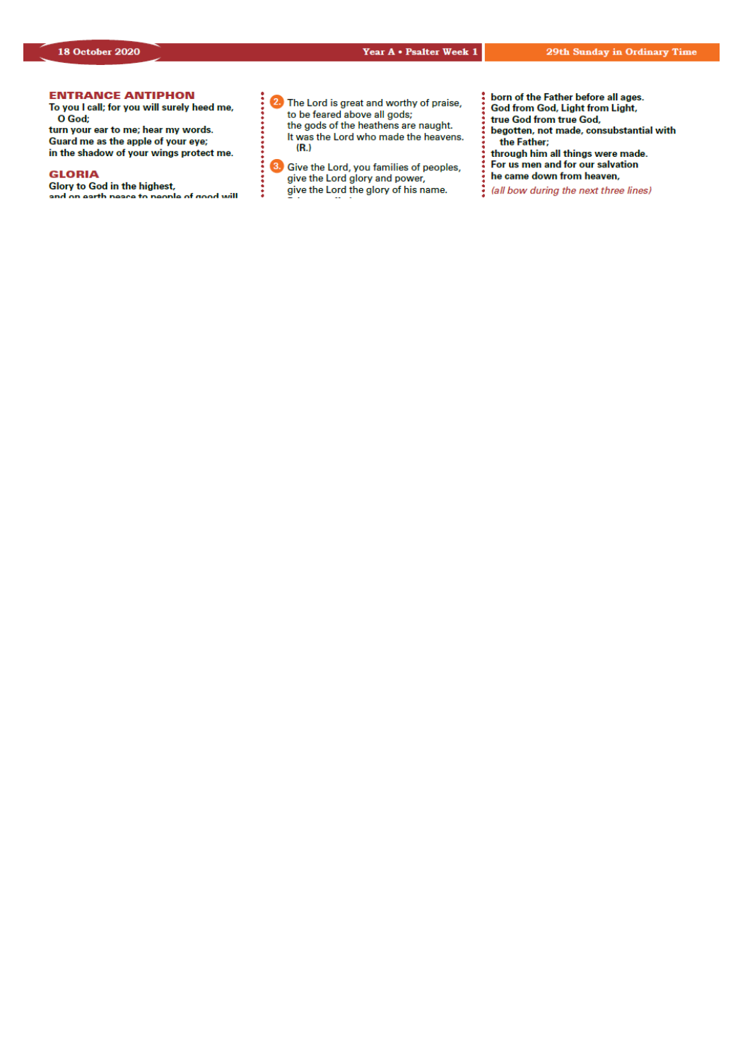## ENTRANCE ANTIPHON

To you I call; for you will surely heed me,
O God;
turn your ear to me; hear my words.
Guard me as the apple of your eye;
in the shadow of your wings protect me.

## GLORIA

Glory to God in the highest,
and on earth peace to people of good will

2. The Lord is great and worthy of praise,
to be feared above all gods;
the gods of the heathens are naught.
It was the Lord who made the heavens.
(R.)

3. Give the Lord, you families of peoples,
give the Lord glory and power,
give the Lord the glory of his name.

**born of the Father before all ages.**
**God from God, Light from Light,**
**true God from true God,**
**begotten, not made, consubstantial with**
**the Father;**
**through him all things were made.**
**For us men and for our salvation**
**he came down from heaven,**
*(all bow during the next three lines)*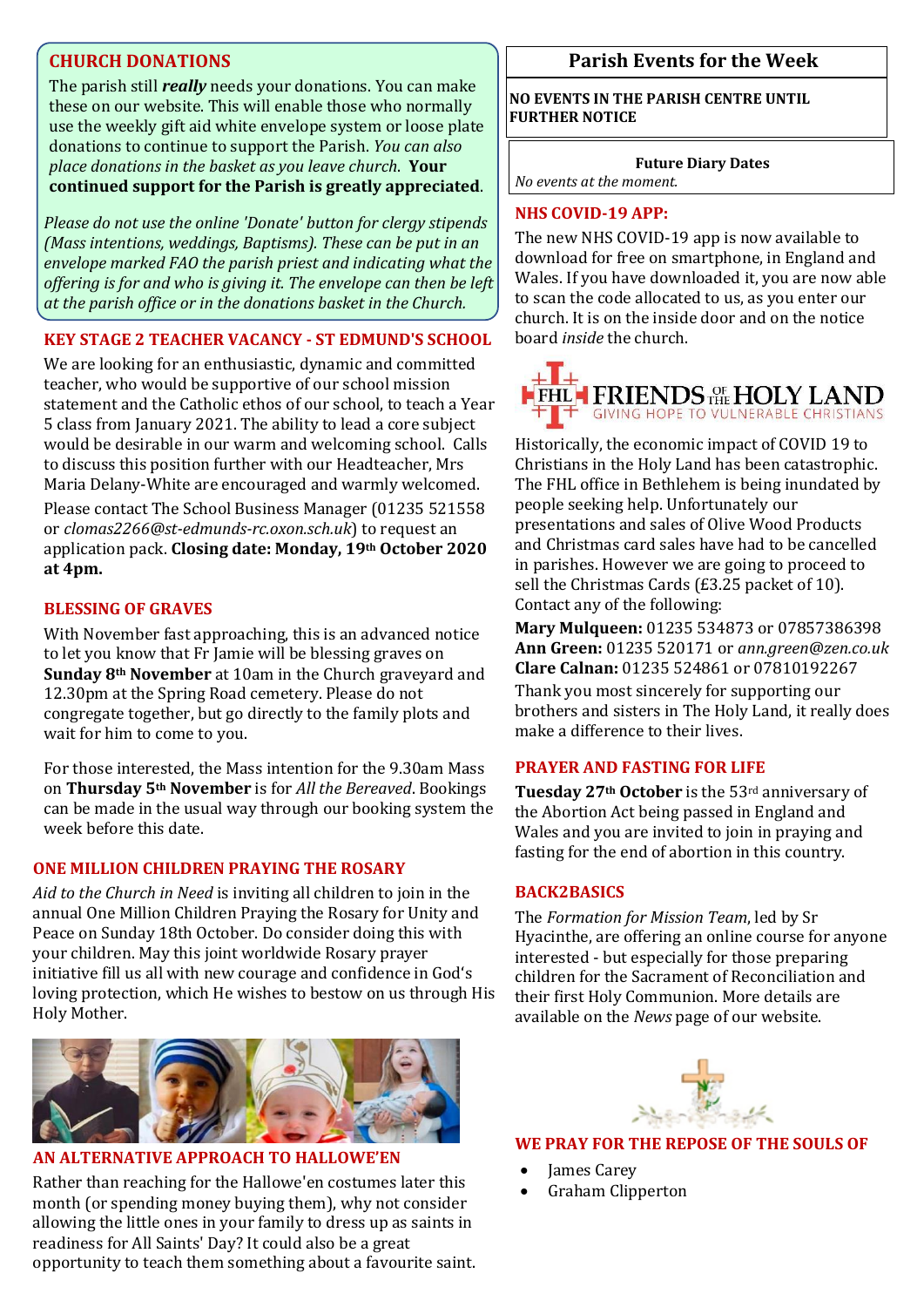## CHURCH DONATIONS

The parish still ***really*** needs your donations. You can make these on our website. This will enable those who normally use the weekly gift aid white envelope system or loose plate donations to continue to support the Parish. *You can also place donations in the basket as you leave church.* **Your continued support for the Parish is greatly appreciated**.

*Please do not use the online 'Donate' button for clergy stipends (Mass intentions, weddings, Baptisms). These can be put in an envelope marked FAO the parish priest and indicating what the offering is for and who is giving it. The envelope can then be left at the parish office or in the donations basket in the Church.*

## KEY STAGE 2 TEACHER VACANCY - ST EDMUND'S SCHOOL

We are looking for an enthusiastic, dynamic and committed teacher, who would be supportive of our school mission statement and the Catholic ethos of our school, to teach a Year 5 class from January 2021. The ability to lead a core subject would be desirable in our warm and welcoming school. Calls to discuss this position further with our Headteacher, Mrs Maria Delany-White are encouraged and warmly welcomed.

Please contact The School Business Manager (01235 521558 or *clomas2266@st-edmunds-rc.oxon.sch.uk*) to request an application pack. **Closing date: Monday, 19th October 2020 at 4pm.**

## BLESSING OF GRAVES

With November fast approaching, this is an advanced notice to let you know that Fr Jamie will be blessing graves on **Sunday 8th November** at 10am in the Church graveyard and 12.30pm at the Spring Road cemetery. Please do not congregate together, but go directly to the family plots and wait for him to come to you.

For those interested, the Mass intention for the 9.30am Mass on **Thursday 5th November** is for *All the Bereaved*. Bookings can be made in the usual way through our booking system the week before this date.

## ONE MILLION CHILDREN PRAYING THE ROSARY

*Aid to the Church in Need* is inviting all children to join in the annual One Million Children Praying the Rosary for Unity and Peace on Sunday 18th October. Do consider doing this with your children. May this joint worldwide Rosary prayer initiative fill us all with new courage and confidence in God's loving protection, which He wishes to bestow on us through His Holy Mother.

## AN ALTERNATIVE APPROACH TO HALLOWE'EN

Rather than reaching for the Hallowe'en costumes later this month (or spending money buying them), why not consider allowing the little ones in your family to dress up as saints in readiness for All Saints' Day? It could also be a great opportunity to teach them something about a favourite saint.

## Parish Events for the Week

**NO EVENTS IN THE PARISH CENTRE UNTIL FURTHER NOTICE**

**Future Diary Dates**

*No events at the moment.*

## NHS COVID-19 APP:

The new NHS COVID-19 app is now available to download for free on smartphone, in England and Wales. If you have downloaded it, you are now able to scan the code allocated to us, as you enter our church. It is on the inside door and on the notice board *inside* the church.

FHL FRIENDS OF THE HOLY LAND
GIVING HOPE TO VULNERABLE CHRISTIANS

Historically, the economic impact of COVID 19 to Christians in the Holy Land has been catastrophic. The FHL office in Bethlehem is being inundated by people seeking help. Unfortunately our presentations and sales of Olive Wood Products and Christmas card sales have had to be cancelled in parishes. However we are going to proceed to sell the Christmas Cards (£3.25 packet of 10). Contact any of the following:

**Mary Mulqueen:** 01235 534873 or 07857386398
**Ann Green:** 01235 520171 or *ann.green@zen.co.uk*
**Clare Calnan:** 01235 524861 or 07810192267

Thank you most sincerely for supporting our brothers and sisters in The Holy Land, it really does make a difference to their lives.

## PRAYER AND FASTING FOR LIFE

**Tuesday 27th October** is the 53rd anniversary of the Abortion Act being passed in England and Wales and you are invited to join in praying and fasting for the end of abortion in this country.

## BACK2BASICS

The *Formation for Mission Team*, led by Sr Hyacinthe, are offering an online course for anyone interested - but especially for those preparing children for the Sacrament of Reconciliation and their first Holy Communion. More details are available on the *News* page of our website.

## WE PRAY FOR THE REPOSE OF THE SOULS OF

- James Carey
- Graham Clipperton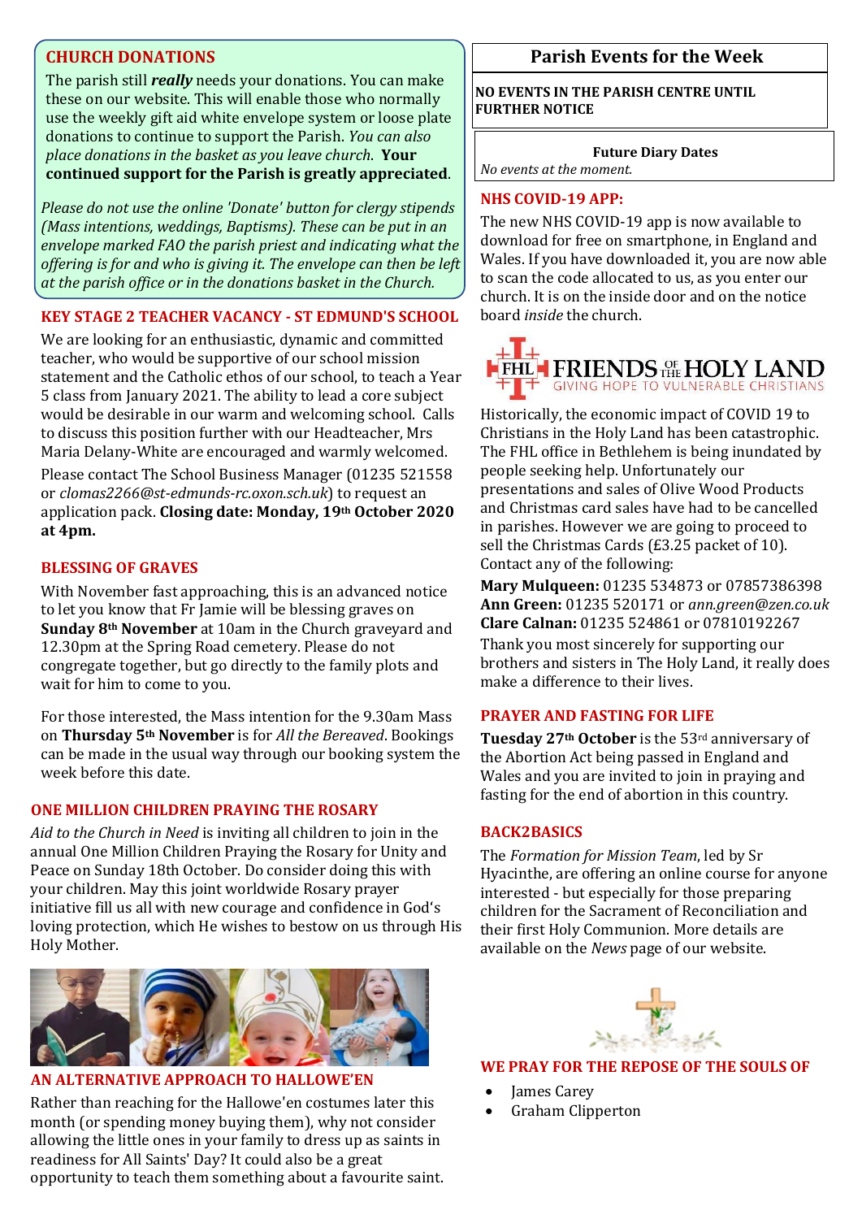## CHURCH DONATIONS

The parish still ***really*** needs your donations. You can make these on our website. This will enable those who normally use the weekly gift aid white envelope system or loose plate donations to continue to support the Parish. *You can also place donations in the basket as you leave church.* **Your continued support for the Parish is greatly appreciated**.

*Please do not use the online 'Donate' button for clergy stipends (Mass intentions, weddings, Baptisms). These can be put in an envelope marked FAO the parish priest and indicating what the offering is for and who is giving it. The envelope can then be left at the parish office or in the donations basket in the Church.*

## KEY STAGE 2 TEACHER VACANCY - ST EDMUND'S SCHOOL

We are looking for an enthusiastic, dynamic and committed teacher, who would be supportive of our school mission statement and the Catholic ethos of our school, to teach a Year 5 class from January 2021. The ability to lead a core subject would be desirable in our warm and welcoming school. Calls to discuss this position further with our Headteacher, Mrs Maria Delany-White are encouraged and warmly welcomed.

Please contact The School Business Manager (01235 521558 or *clomas2266@st-edmunds-rc.oxon.sch.uk*) to request an application pack. **Closing date: Monday, 19th October 2020 at 4pm.**

## BLESSING OF GRAVES

With November fast approaching, this is an advanced notice to let you know that Fr Jamie will be blessing graves on **Sunday 8th November** at 10am in the Church graveyard and 12.30pm at the Spring Road cemetery. Please do not congregate together, but go directly to the family plots and wait for him to come to you.

For those interested, the Mass intention for the 9.30am Mass on **Thursday 5th November** is for *All the Bereaved*. Bookings can be made in the usual way through our booking system the week before this date.

## ONE MILLION CHILDREN PRAYING THE ROSARY

*Aid to the Church in Need* is inviting all children to join in the annual One Million Children Praying the Rosary for Unity and Peace on Sunday 18th October. Do consider doing this with your children. May this joint worldwide Rosary prayer initiative fill us all with new courage and confidence in God's loving protection, which He wishes to bestow on us through His Holy Mother.

## AN ALTERNATIVE APPROACH TO HALLOWE'EN

Rather than reaching for the Hallowe'en costumes later this month (or spending money buying them), why not consider allowing the little ones in your family to dress up as saints in readiness for All Saints' Day? It could also be a great opportunity to teach them something about a favourite saint.

## Parish Events for the Week

**NO EVENTS IN THE PARISH CENTRE UNTIL FURTHER NOTICE**

**Future Diary Dates**

*No events at the moment.*

## NHS COVID-19 APP:

The new NHS COVID-19 app is now available to download for free on smartphone, in England and Wales. If you have downloaded it, you are now able to scan the code allocated to us, as you enter our church. It is on the inside door and on the notice board *inside* the church.

## FRIENDS OF THE HOLY LAND

GIVING HOPE TO VULNERABLE CHRISTIANS

Historically, the economic impact of COVID 19 to Christians in the Holy Land has been catastrophic. The FHL office in Bethlehem is being inundated by people seeking help. Unfortunately our presentations and sales of Olive Wood Products and Christmas card sales have had to be cancelled in parishes. However we are going to proceed to sell the Christmas Cards (£3.25 packet of 10). Contact any of the following:

**Mary Mulqueen:** 01235 534873 or 07857386398
**Ann Green:** 01235 520171 or *ann.green@zen.co.uk*
**Clare Calnan:** 01235 524861 or 07810192267

Thank you most sincerely for supporting our brothers and sisters in The Holy Land, it really does make a difference to their lives.

## PRAYER AND FASTING FOR LIFE

**Tuesday 27th October** is the 53rd anniversary of the Abortion Act being passed in England and Wales and you are invited to join in praying and fasting for the end of abortion in this country.

## BACK2BASICS

The *Formation for Mission Team*, led by Sr Hyacinthe, are offering an online course for anyone interested - but especially for those preparing children for the Sacrament of Reconciliation and their first Holy Communion. More details are available on the *News* page of our website.

## WE PRAY FOR THE REPOSE OF THE SOULS OF

- James Carey
- Graham Clipperton